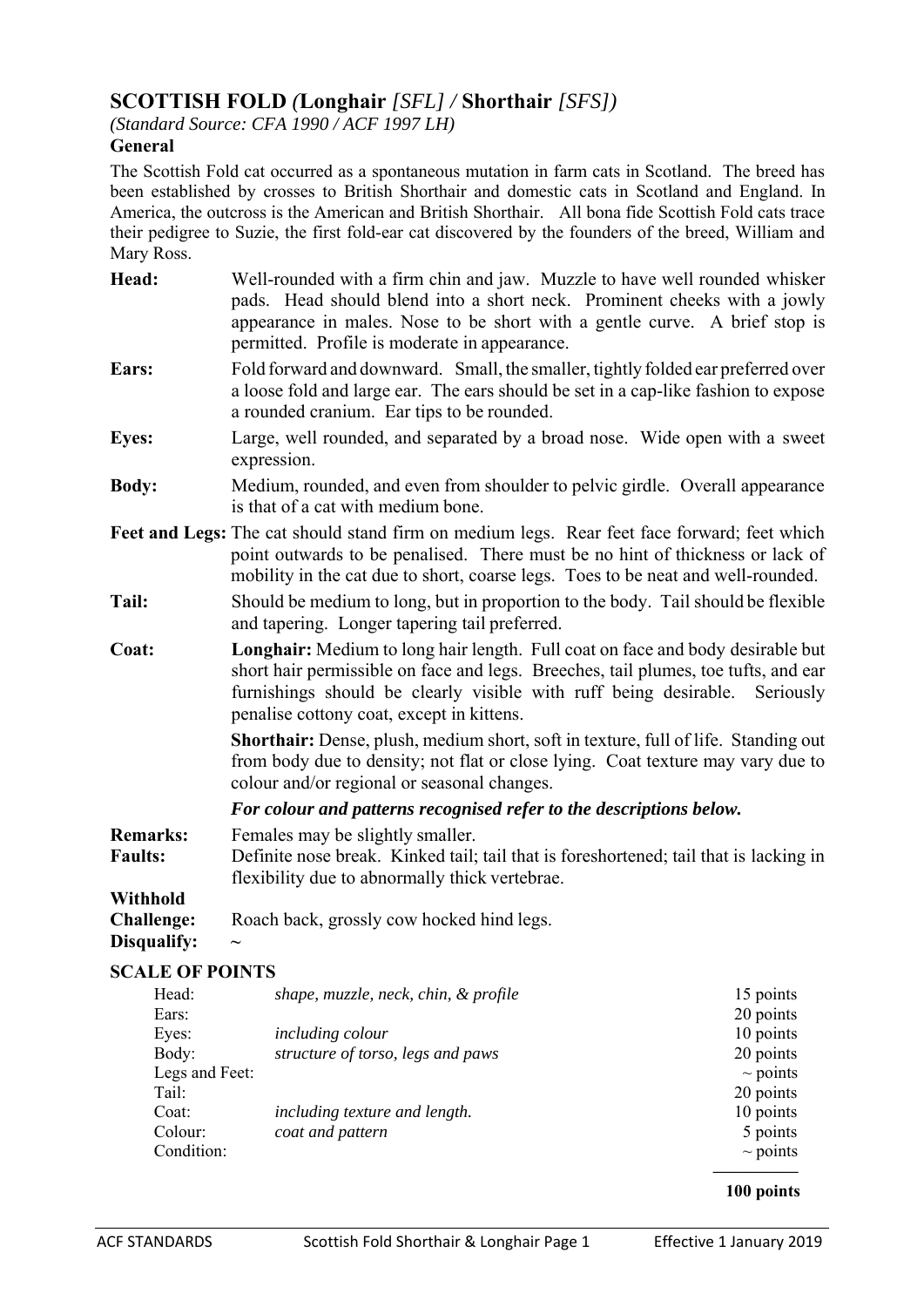## SCOTTISH FOLD *(***Longhair** *[SFL] /* **Shorthair** *[SFS])*

*(Standard Source: CFA 1990 / ACF 1997 LH)*

### General

The Scottish Fold cat occurred as a spontaneous mutation in farm cats in Scotland. The breed has been established by crosses to British Shorthair and domestic cats in Scotland and England. In America, the outcross is the American and British Shorthair. All bona fide Scottish Fold cats trace their pedigree to Suzie, the first fold-ear cat discovered by the founders of the breed, William and Mary Ross.

**Head:** Well-rounded with a firm chin and jaw. Muzzle to have well rounded whisker pads. Head should blend into a short neck. Prominent cheeks with a jowly appearance in males. Nose to be short with a gentle curve. A brief stop is permitted. Profile is moderate in appearance.

**Ears:** Fold forward and downward. Small, the smaller, tightly folded ear preferred over a loose fold and large ear. The ears should be set in a cap-like fashion to expose a rounded cranium. Ear tips to be rounded.

**Eyes:** Large, well rounded, and separated by a broad nose. Wide open with a sweet expression.

**Body:** Medium, rounded, and even from shoulder to pelvic girdle. Overall appearance is that of a cat with medium bone.

**Feet and Legs:** The cat should stand firm on medium legs. Rear feet face forward; feet which point outwards to be penalised. There must be no hint of thickness or lack of mobility in the cat due to short, coarse legs. Toes to be neat and well-rounded.

**Tail:** Should be medium to long, but in proportion to the body. Tail should be flexible and tapering. Longer tapering tail preferred.

**Coat:** **Longhair:** Medium to long hair length. Full coat on face and body desirable but short hair permissible on face and legs. Breeches, tail plumes, toe tufts, and ear furnishings should be clearly visible with ruff being desirable. Seriously penalise cottony coat, except in kittens.

**Shorthair:** Dense, plush, medium short, soft in texture, full of life. Standing out from body due to density; not flat or close lying. Coat texture may vary due to colour and/or regional or seasonal changes.

***For colour and patterns recognised refer to the descriptions below.***

**Remarks:** Females may be slightly smaller.

**Faults:** Definite nose break. Kinked tail; tail that is foreshortened; tail that is lacking in flexibility due to abnormally thick vertebrae.

**Withhold Challenge:** Roach back, grossly cow hocked hind legs.

**Disqualify:** ~

### SCALE OF POINTS

| | | |
|---|---|---|
| Head: | *shape, muzzle, neck, chin, & profile* | 15 points |
| Ears: | | 20 points |
| Eyes: | *including colour* | 10 points |
| Body: | *structure of torso, legs and paws* | 20 points |
| Legs and Feet: | | ~ points |
| Tail: | | 20 points |
| Coat: | *including texture and length.* | 10 points |
| Colour: | *coat and pattern* | 5 points |
| Condition: | | ~ points |
| | | **100 points** |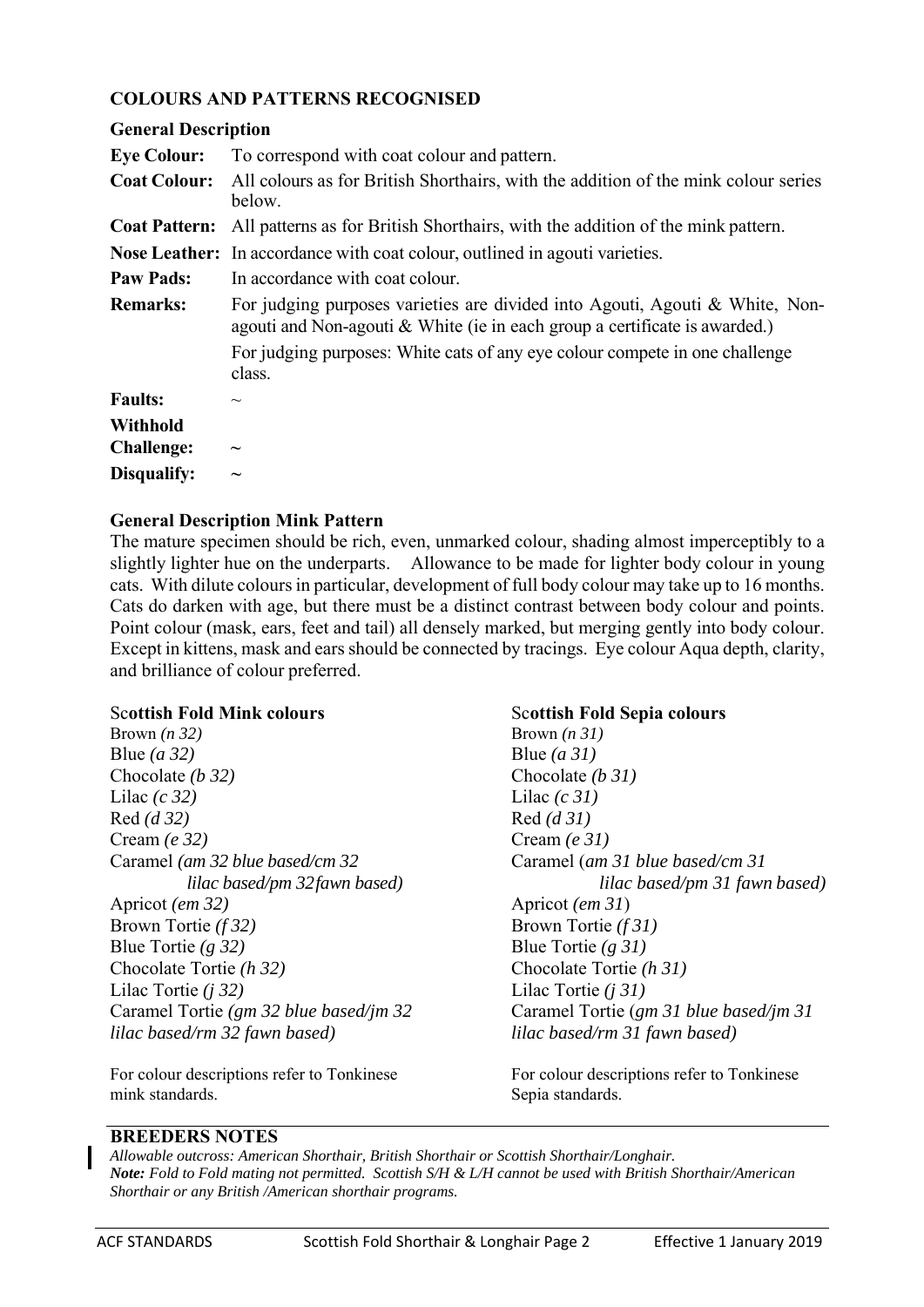## COLOURS AND PATTERNS RECOGNISED

### General Description

| | |
|---|---|
| **Eye Colour:** | To correspond with coat colour and pattern. |
| **Coat Colour:** | All colours as for British Shorthairs, with the addition of the mink colour series below. |
| **Coat Pattern:** | All patterns as for British Shorthairs, with the addition of the mink pattern. |
| **Nose Leather:** | In accordance with coat colour, outlined in agouti varieties. |
| **Paw Pads:** | In accordance with coat colour. |
| **Remarks:** | For judging purposes varieties are divided into Agouti, Agouti & White, Non-agouti and Non-agouti & White (ie in each group a certificate is awarded.) For judging purposes: White cats of any eye colour compete in one challenge class. |
| **Faults:** | ~ |
| **Withhold Challenge:** | ~ |
| **Disqualify:** | ~ |

### General Description Mink Pattern

The mature specimen should be rich, even, unmarked colour, shading almost imperceptibly to a slightly lighter hue on the underparts. Allowance to be made for lighter body colour in young cats. With dilute colours in particular, development of full body colour may take up to 16 months. Cats do darken with age, but there must be a distinct contrast between body colour and points. Point colour (mask, ears, feet and tail) all densely marked, but merging gently into body colour. Except in kittens, mask and ears should be connected by tracings. Eye colour Aqua depth, clarity, and brilliance of colour preferred.

**Scottish Fold Mink colours**

Brown *(n 32)*
Blue *(a 32)*
Chocolate *(b 32)*
Lilac *(c 32)*
Red *(d 32)*
Cream *(e 32)*
Caramel *(am 32 blue based/cm 32 lilac based/pm 32 fawn based)*
Apricot *(em 32)*
Brown Tortie *(f 32)*
Blue Tortie *(g 32)*
Chocolate Tortie *(h 32)*
Lilac Tortie *(j 32)*
Caramel Tortie *(gm 32 blue based/jm 32 lilac based/rm 32 fawn based)*

For colour descriptions refer to Tonkinese mink standards.

**Scottish Fold Sepia colours**

Brown *(n 31)*
Blue *(a 31)*
Chocolate *(b 31)*
Lilac *(c 31)*
Red *(d 31)*
Cream *(e 31)*
Caramel (*am 31 blue based/cm 31 lilac based/pm 31 fawn based)*
Apricot *(em 31*)
Brown Tortie *(f 31)*
Blue Tortie *(g 31)*
Chocolate Tortie *(h 31)*
Lilac Tortie *(j 31)*
Caramel Tortie (*gm 31 blue based/jm 31 lilac based/rm 31 fawn based)*

For colour descriptions refer to Tonkinese Sepia standards.

## BREEDERS NOTES

*Allowable outcross: American Shorthair, British Shorthair or Scottish Shorthair/Longhair.*
***Note:** Fold to Fold mating not permitted. Scottish S/H & L/H cannot be used with British Shorthair/American Shorthair or any British /American shorthair programs.*